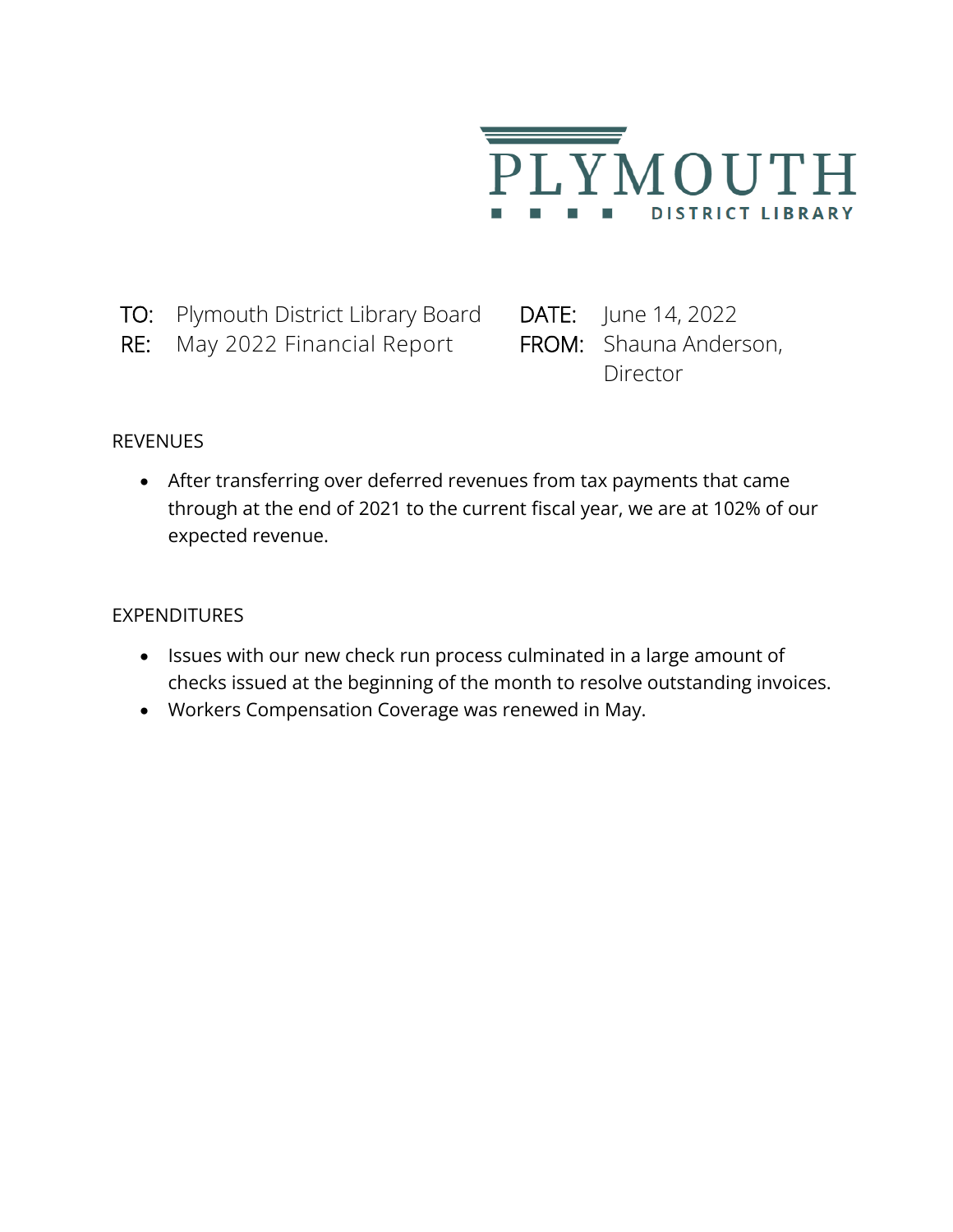# PLYMOUTH DISTRICT LIBRARY

**TO:** Plymouth District Library Board
**RE:** May 2022 Financial Report
**DATE:** June 14, 2022
**FROM:** Shauna Anderson, Director

REVENUES

- After transferring over deferred revenues from tax payments that came through at the end of 2021 to the current fiscal year, we are at 102% of our expected revenue.

EXPENDITURES

- Issues with our new check run process culminated in a large amount of checks issued at the beginning of the month to resolve outstanding invoices.
- Workers Compensation Coverage was renewed in May.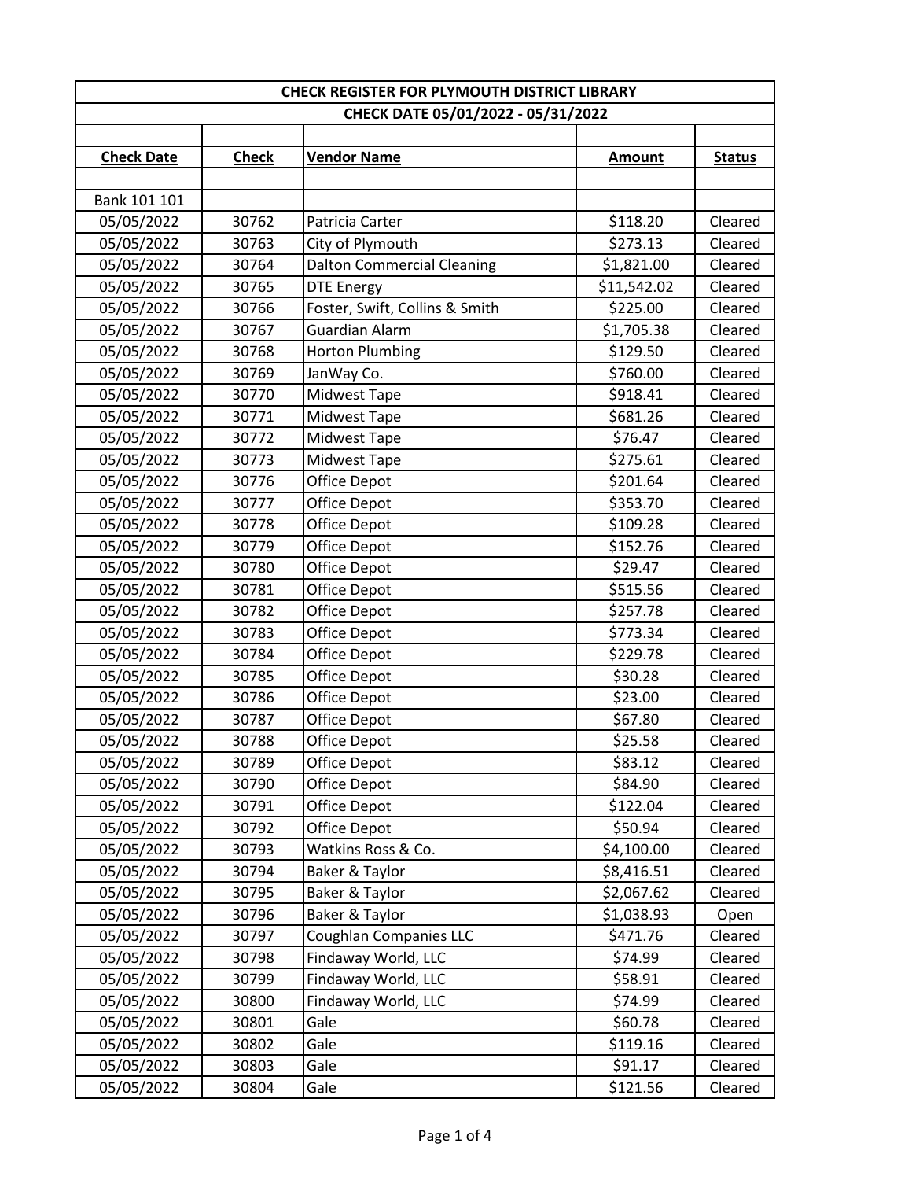| CHECK REGISTER FOR PLYMOUTH DISTRICT LIBRARY | | | | |
|---|---|---|---|---|
| CHECK DATE 05/01/2022 - 05/31/2022 | | | | |
| | | | | |
| **Check Date** | **Check** | **Vendor Name** | **Amount** | **Status** |
| | | | | |
| Bank 101 101 | | | | |
| 05/05/2022 | 30762 | Patricia Carter | $118.20 | Cleared |
| 05/05/2022 | 30763 | City of Plymouth | $273.13 | Cleared |
| 05/05/2022 | 30764 | Dalton Commercial Cleaning | $1,821.00 | Cleared |
| 05/05/2022 | 30765 | DTE Energy | $11,542.02 | Cleared |
| 05/05/2022 | 30766 | Foster, Swift, Collins & Smith | $225.00 | Cleared |
| 05/05/2022 | 30767 | Guardian Alarm | $1,705.38 | Cleared |
| 05/05/2022 | 30768 | Horton Plumbing | $129.50 | Cleared |
| 05/05/2022 | 30769 | JanWay Co. | $760.00 | Cleared |
| 05/05/2022 | 30770 | Midwest Tape | $918.41 | Cleared |
| 05/05/2022 | 30771 | Midwest Tape | $681.26 | Cleared |
| 05/05/2022 | 30772 | Midwest Tape | $76.47 | Cleared |
| 05/05/2022 | 30773 | Midwest Tape | $275.61 | Cleared |
| 05/05/2022 | 30776 | Office Depot | $201.64 | Cleared |
| 05/05/2022 | 30777 | Office Depot | $353.70 | Cleared |
| 05/05/2022 | 30778 | Office Depot | $109.28 | Cleared |
| 05/05/2022 | 30779 | Office Depot | $152.76 | Cleared |
| 05/05/2022 | 30780 | Office Depot | $29.47 | Cleared |
| 05/05/2022 | 30781 | Office Depot | $515.56 | Cleared |
| 05/05/2022 | 30782 | Office Depot | $257.78 | Cleared |
| 05/05/2022 | 30783 | Office Depot | $773.34 | Cleared |
| 05/05/2022 | 30784 | Office Depot | $229.78 | Cleared |
| 05/05/2022 | 30785 | Office Depot | $30.28 | Cleared |
| 05/05/2022 | 30786 | Office Depot | $23.00 | Cleared |
| 05/05/2022 | 30787 | Office Depot | $67.80 | Cleared |
| 05/05/2022 | 30788 | Office Depot | $25.58 | Cleared |
| 05/05/2022 | 30789 | Office Depot | $83.12 | Cleared |
| 05/05/2022 | 30790 | Office Depot | $84.90 | Cleared |
| 05/05/2022 | 30791 | Office Depot | $122.04 | Cleared |
| 05/05/2022 | 30792 | Office Depot | $50.94 | Cleared |
| 05/05/2022 | 30793 | Watkins Ross & Co. | $4,100.00 | Cleared |
| 05/05/2022 | 30794 | Baker & Taylor | $8,416.51 | Cleared |
| 05/05/2022 | 30795 | Baker & Taylor | $2,067.62 | Cleared |
| 05/05/2022 | 30796 | Baker & Taylor | $1,038.93 | Open |
| 05/05/2022 | 30797 | Coughlan Companies LLC | $471.76 | Cleared |
| 05/05/2022 | 30798 | Findaway World, LLC | $74.99 | Cleared |
| 05/05/2022 | 30799 | Findaway World, LLC | $58.91 | Cleared |
| 05/05/2022 | 30800 | Findaway World, LLC | $74.99 | Cleared |
| 05/05/2022 | 30801 | Gale | $60.78 | Cleared |
| 05/05/2022 | 30802 | Gale | $119.16 | Cleared |
| 05/05/2022 | 30803 | Gale | $91.17 | Cleared |
| 05/05/2022 | 30804 | Gale | $121.56 | Cleared |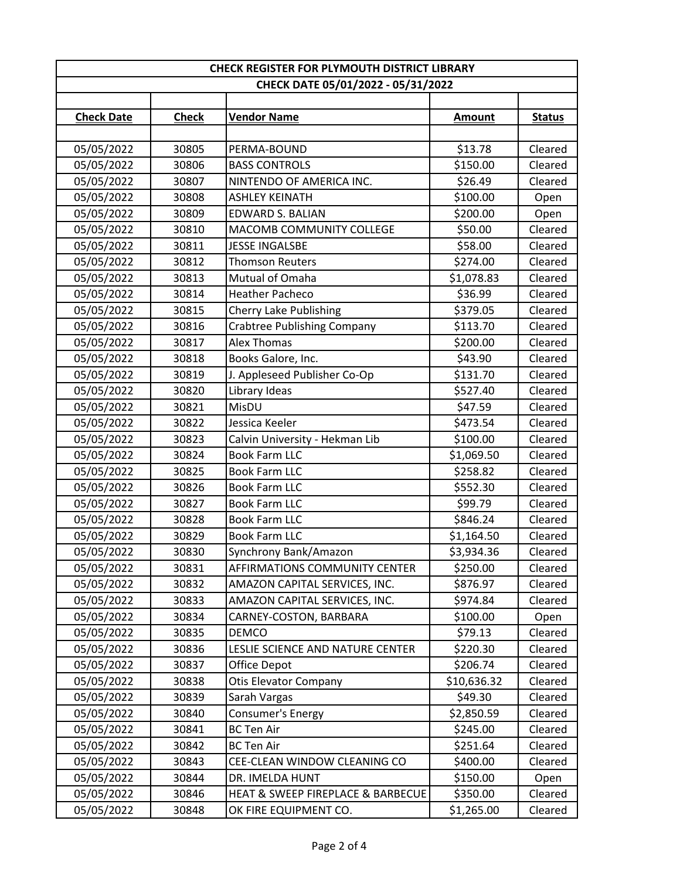| CHECK REGISTER FOR PLYMOUTH DISTRICT LIBRARY | | | | |
|---|---|---|---|---|
| CHECK DATE 05/01/2022 - 05/31/2022 | | | | |
| **Check Date** | **Check** | **Vendor Name** | **Amount** | **Status** |
| 05/05/2022 | 30805 | PERMA-BOUND | $13.78 | Cleared |
| 05/05/2022 | 30806 | BASS CONTROLS | $150.00 | Cleared |
| 05/05/2022 | 30807 | NINTENDO OF AMERICA INC. | $26.49 | Cleared |
| 05/05/2022 | 30808 | ASHLEY KEINATH | $100.00 | Open |
| 05/05/2022 | 30809 | EDWARD S. BALIAN | $200.00 | Open |
| 05/05/2022 | 30810 | MACOMB COMMUNITY COLLEGE | $50.00 | Cleared |
| 05/05/2022 | 30811 | JESSE INGALSBE | $58.00 | Cleared |
| 05/05/2022 | 30812 | Thomson Reuters | $274.00 | Cleared |
| 05/05/2022 | 30813 | Mutual of Omaha | $1,078.83 | Cleared |
| 05/05/2022 | 30814 | Heather Pacheco | $36.99 | Cleared |
| 05/05/2022 | 30815 | Cherry Lake Publishing | $379.05 | Cleared |
| 05/05/2022 | 30816 | Crabtree Publishing Company | $113.70 | Cleared |
| 05/05/2022 | 30817 | Alex Thomas | $200.00 | Cleared |
| 05/05/2022 | 30818 | Books Galore, Inc. | $43.90 | Cleared |
| 05/05/2022 | 30819 | J. Appleseed Publisher Co-Op | $131.70 | Cleared |
| 05/05/2022 | 30820 | Library Ideas | $527.40 | Cleared |
| 05/05/2022 | 30821 | MisDU | $47.59 | Cleared |
| 05/05/2022 | 30822 | Jessica Keeler | $473.54 | Cleared |
| 05/05/2022 | 30823 | Calvin University - Hekman Lib | $100.00 | Cleared |
| 05/05/2022 | 30824 | Book Farm LLC | $1,069.50 | Cleared |
| 05/05/2022 | 30825 | Book Farm LLC | $258.82 | Cleared |
| 05/05/2022 | 30826 | Book Farm LLC | $552.30 | Cleared |
| 05/05/2022 | 30827 | Book Farm LLC | $99.79 | Cleared |
| 05/05/2022 | 30828 | Book Farm LLC | $846.24 | Cleared |
| 05/05/2022 | 30829 | Book Farm LLC | $1,164.50 | Cleared |
| 05/05/2022 | 30830 | Synchrony Bank/Amazon | $3,934.36 | Cleared |
| 05/05/2022 | 30831 | AFFIRMATIONS COMMUNITY CENTER | $250.00 | Cleared |
| 05/05/2022 | 30832 | AMAZON CAPITAL SERVICES, INC. | $876.97 | Cleared |
| 05/05/2022 | 30833 | AMAZON CAPITAL SERVICES, INC. | $974.84 | Cleared |
| 05/05/2022 | 30834 | CARNEY-COSTON, BARBARA | $100.00 | Open |
| 05/05/2022 | 30835 | DEMCO | $79.13 | Cleared |
| 05/05/2022 | 30836 | LESLIE SCIENCE AND NATURE CENTER | $220.30 | Cleared |
| 05/05/2022 | 30837 | Office Depot | $206.74 | Cleared |
| 05/05/2022 | 30838 | Otis Elevator Company | $10,636.32 | Cleared |
| 05/05/2022 | 30839 | Sarah Vargas | $49.30 | Cleared |
| 05/05/2022 | 30840 | Consumer's Energy | $2,850.59 | Cleared |
| 05/05/2022 | 30841 | BC Ten Air | $245.00 | Cleared |
| 05/05/2022 | 30842 | BC Ten Air | $251.64 | Cleared |
| 05/05/2022 | 30843 | CEE-CLEAN WINDOW CLEANING CO | $400.00 | Cleared |
| 05/05/2022 | 30844 | DR. IMELDA HUNT | $150.00 | Open |
| 05/05/2022 | 30846 | HEAT & SWEEP FIREPLACE & BARBECUE | $350.00 | Cleared |
| 05/05/2022 | 30848 | OK FIRE EQUIPMENT CO. | $1,265.00 | Cleared |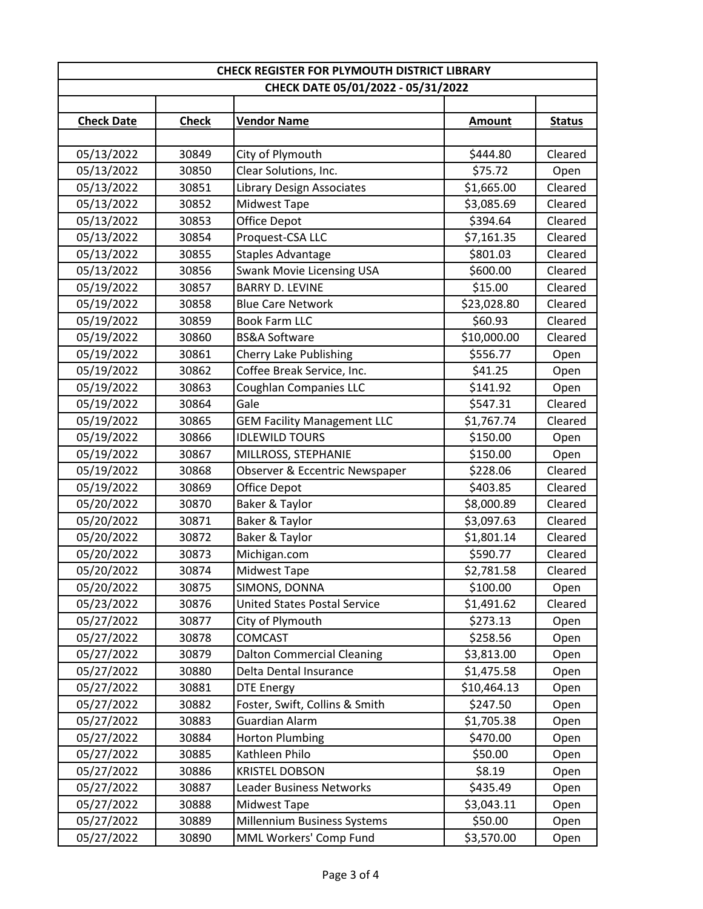| CHECK REGISTER FOR PLYMOUTH DISTRICT LIBRARY | | | | |
|---|---|---|---|---|
| CHECK DATE 05/01/2022 - 05/31/2022 | | | | |
| **Check Date** | **Check** | **Vendor Name** | **Amount** | **Status** |
| 05/13/2022 | 30849 | City of Plymouth | $444.80 | Cleared |
| 05/13/2022 | 30850 | Clear Solutions, Inc. | $75.72 | Open |
| 05/13/2022 | 30851 | Library Design Associates | $1,665.00 | Cleared |
| 05/13/2022 | 30852 | Midwest Tape | $3,085.69 | Cleared |
| 05/13/2022 | 30853 | Office Depot | $394.64 | Cleared |
| 05/13/2022 | 30854 | Proquest-CSA LLC | $7,161.35 | Cleared |
| 05/13/2022 | 30855 | Staples Advantage | $801.03 | Cleared |
| 05/13/2022 | 30856 | Swank Movie Licensing USA | $600.00 | Cleared |
| 05/19/2022 | 30857 | BARRY D. LEVINE | $15.00 | Cleared |
| 05/19/2022 | 30858 | Blue Care Network | $23,028.80 | Cleared |
| 05/19/2022 | 30859 | Book Farm LLC | $60.93 | Cleared |
| 05/19/2022 | 30860 | BS&A Software | $10,000.00 | Cleared |
| 05/19/2022 | 30861 | Cherry Lake Publishing | $556.77 | Open |
| 05/19/2022 | 30862 | Coffee Break Service, Inc. | $41.25 | Open |
| 05/19/2022 | 30863 | Coughlan Companies LLC | $141.92 | Open |
| 05/19/2022 | 30864 | Gale | $547.31 | Cleared |
| 05/19/2022 | 30865 | GEM Facility Management LLC | $1,767.74 | Cleared |
| 05/19/2022 | 30866 | IDLEWILD TOURS | $150.00 | Open |
| 05/19/2022 | 30867 | MILLROSS, STEPHANIE | $150.00 | Open |
| 05/19/2022 | 30868 | Observer & Eccentric Newspaper | $228.06 | Cleared |
| 05/19/2022 | 30869 | Office Depot | $403.85 | Cleared |
| 05/20/2022 | 30870 | Baker & Taylor | $8,000.89 | Cleared |
| 05/20/2022 | 30871 | Baker & Taylor | $3,097.63 | Cleared |
| 05/20/2022 | 30872 | Baker & Taylor | $1,801.14 | Cleared |
| 05/20/2022 | 30873 | Michigan.com | $590.77 | Cleared |
| 05/20/2022 | 30874 | Midwest Tape | $2,781.58 | Cleared |
| 05/20/2022 | 30875 | SIMONS, DONNA | $100.00 | Open |
| 05/23/2022 | 30876 | United States Postal Service | $1,491.62 | Cleared |
| 05/27/2022 | 30877 | City of Plymouth | $273.13 | Open |
| 05/27/2022 | 30878 | COMCAST | $258.56 | Open |
| 05/27/2022 | 30879 | Dalton Commercial Cleaning | $3,813.00 | Open |
| 05/27/2022 | 30880 | Delta Dental Insurance | $1,475.58 | Open |
| 05/27/2022 | 30881 | DTE Energy | $10,464.13 | Open |
| 05/27/2022 | 30882 | Foster, Swift, Collins & Smith | $247.50 | Open |
| 05/27/2022 | 30883 | Guardian Alarm | $1,705.38 | Open |
| 05/27/2022 | 30884 | Horton Plumbing | $470.00 | Open |
| 05/27/2022 | 30885 | Kathleen Philo | $50.00 | Open |
| 05/27/2022 | 30886 | KRISTEL DOBSON | $8.19 | Open |
| 05/27/2022 | 30887 | Leader Business Networks | $435.49 | Open |
| 05/27/2022 | 30888 | Midwest Tape | $3,043.11 | Open |
| 05/27/2022 | 30889 | Millennium Business Systems | $50.00 | Open |
| 05/27/2022 | 30890 | MML Workers' Comp Fund | $3,570.00 | Open |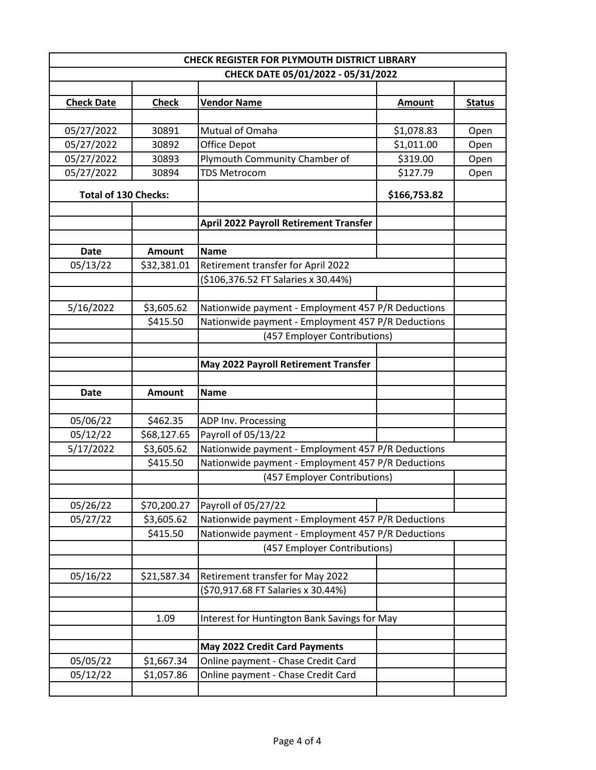| CHECK REGISTER FOR PLYMOUTH DISTRICT LIBRARY | | | | |
|---|---|---|---|---|
| CHECK DATE 05/01/2022 - 05/31/2022 | | | | |
| | | | | |
| **Check Date** | **Check** | **Vendor Name** | **Amount** | **Status** |
| | | | | |
| 05/27/2022 | 30891 | Mutual of Omaha | $1,078.83 | Open |
| 05/27/2022 | 30892 | Office Depot | $1,011.00 | Open |
| 05/27/2022 | 30893 | Plymouth Community Chamber of | $319.00 | Open |
| 05/27/2022 | 30894 | TDS Metrocom | $127.79 | Open |
| **Total of 130 Checks:** | | | **$166,753.82** | |
| | | | | |
| | | **April 2022 Payroll Retirement Transfer** | | |
| | | | | |
| **Date** | **Amount** | **Name** | | |
| 05/13/22 | $32,381.01 | Retirement transfer for April 2022 | | |
| | | ($106,376.52 FT Salaries x 30.44%) | | |
| | | | | |
| 5/16/2022 | $3,605.62 | Nationwide payment - Employment 457 P/R Deductions | | |
| | $415.50 | Nationwide payment - Employment 457 P/R Deductions | | |
| | | (457 Employer Contributions) | | |
| | | | | |
| | | **May 2022 Payroll Retirement Transfer** | | |
| | | | | |
| **Date** | **Amount** | **Name** | | |
| | | | | |
| 05/06/22 | $462.35 | ADP Inv. Processing | | |
| 05/12/22 | $68,127.65 | Payroll of 05/13/22 | | |
| 5/17/2022 | $3,605.62 | Nationwide payment - Employment 457 P/R Deductions | | |
| | $415.50 | Nationwide payment - Employment 457 P/R Deductions | | |
| | | (457 Employer Contributions) | | |
| | | | | |
| 05/26/22 | $70,200.27 | Payroll of 05/27/22 | | |
| 05/27/22 | $3,605.62 | Nationwide payment - Employment 457 P/R Deductions | | |
| | $415.50 | Nationwide payment - Employment 457 P/R Deductions | | |
| | | (457 Employer Contributions) | | |
| | | | | |
| 05/16/22 | $21,587.34 | Retirement transfer for May 2022 | | |
| | | ($70,917.68 FT Salaries x 30.44%) | | |
| | | | | |
| | 1.09 | Interest for Huntington Bank Savings for May | | |
| | | | | |
| | | **May 2022 Credit Card Payments** | | |
| 05/05/22 | $1,667.34 | Online payment - Chase Credit Card | | |
| 05/12/22 | $1,057.86 | Online payment - Chase Credit Card | | |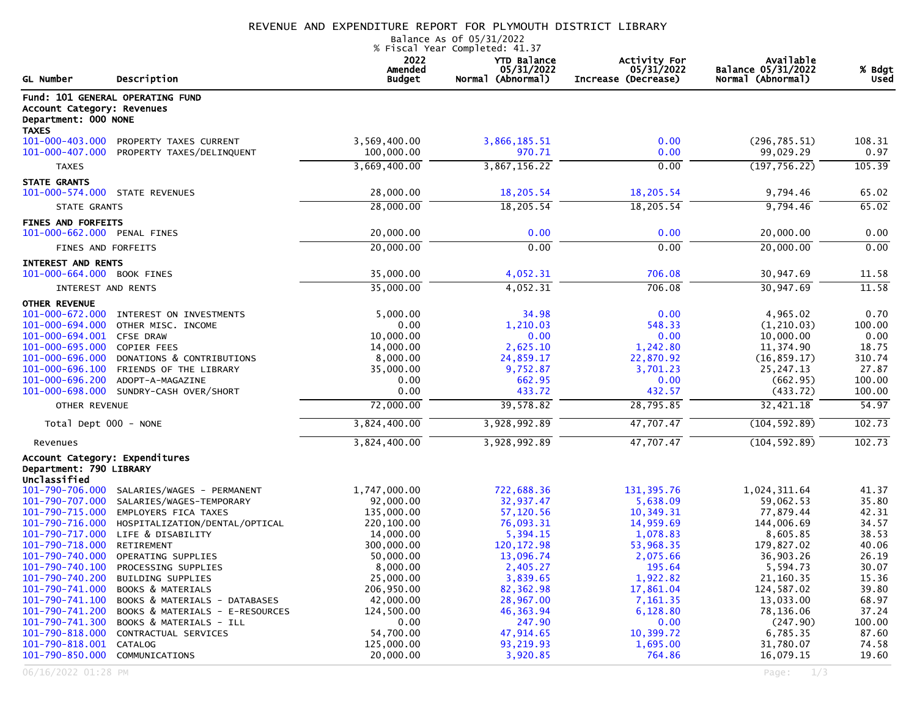# REVENUE AND EXPENDITURE REPORT FOR PLYMOUTH DISTRICT LIBRARY

Balance As Of 05/31/2022
% Fiscal Year Completed: 41.37

| GL Number | Description | 2022 Amended Budget | YTD Balance 05/31/2022 Normal (Abnormal) | Activity For 05/31/2022 Increase (Decrease) | Available Balance 05/31/2022 Normal (Abnormal) | % Bdgt Used |
|---|---|---|---|---|---|---|
| **Fund: 101 GENERAL OPERATING FUND** | | | | | | |
| **Account Category: Revenues** | | | | | | |
| **Department: 000 NONE** | | | | | | |
| **TAXES** | | | | | | |
| 101-000-403.000 | PROPERTY TAXES CURRENT | 3,569,400.00 | 3,866,185.51 | 0.00 | (296,785.51) | 108.31 |
| 101-000-407.000 | PROPERTY TAXES/DELINQUENT | 100,000.00 | 970.71 | 0.00 | 99,029.29 | 0.97 |
| | TAXES | 3,669,400.00 | 3,867,156.22 | 0.00 | (197,756.22) | 105.39 |
| **STATE GRANTS** | | | | | | |
| 101-000-574.000 | STATE REVENUES | 28,000.00 | 18,205.54 | 18,205.54 | 9,794.46 | 65.02 |
| | STATE GRANTS | 28,000.00 | 18,205.54 | 18,205.54 | 9,794.46 | 65.02 |
| **FINES AND FORFEITS** | | | | | | |
| 101-000-662.000 | PENAL FINES | 20,000.00 | 0.00 | 0.00 | 20,000.00 | 0.00 |
| | FINES AND FORFEITS | 20,000.00 | 0.00 | 0.00 | 20,000.00 | 0.00 |
| **INTEREST AND RENTS** | | | | | | |
| 101-000-664.000 | BOOK FINES | 35,000.00 | 4,052.31 | 706.08 | 30,947.69 | 11.58 |
| | INTEREST AND RENTS | 35,000.00 | 4,052.31 | 706.08 | 30,947.69 | 11.58 |
| **OTHER REVENUE** | | | | | | |
| 101-000-672.000 | INTEREST ON INVESTMENTS | 5,000.00 | 34.98 | 0.00 | 4,965.02 | 0.70 |
| 101-000-694.000 | OTHER MISC. INCOME | 0.00 | 1,210.03 | 548.33 | (1,210.03) | 100.00 |
| 101-000-694.001 | CFSE DRAW | 10,000.00 | 0.00 | 0.00 | 10,000.00 | 0.00 |
| 101-000-695.000 | COPIER FEES | 14,000.00 | 2,625.10 | 1,242.80 | 11,374.90 | 18.75 |
| 101-000-696.000 | DONATIONS & CONTRIBUTIONS | 8,000.00 | 24,859.17 | 22,870.92 | (16,859.17) | 310.74 |
| 101-000-696.100 | FRIENDS OF THE LIBRARY | 35,000.00 | 9,752.87 | 3,701.23 | 25,247.13 | 27.87 |
| 101-000-696.200 | ADOPT-A-MAGAZINE | 0.00 | 662.95 | 0.00 | (662.95) | 100.00 |
| 101-000-698.000 | SUNDRY-CASH OVER/SHORT | 0.00 | 433.72 | 432.57 | (433.72) | 100.00 |
| | OTHER REVENUE | 72,000.00 | 39,578.82 | 28,795.85 | 32,421.18 | 54.97 |
| | Total Dept 000 - NONE | 3,824,400.00 | 3,928,992.89 | 47,707.47 | (104,592.89) | 102.73 |
| | Revenues | 3,824,400.00 | 3,928,992.89 | 47,707.47 | (104,592.89) | 102.73 |
| **Account Category: Expenditures** | | | | | | |
| **Department: 790 LIBRARY** | | | | | | |
| **Unclassified** | | | | | | |
| 101-790-706.000 | SALARIES/WAGES - PERMANENT | 1,747,000.00 | 722,688.36 | 131,395.76 | 1,024,311.64 | 41.37 |
| 101-790-707.000 | SALARIES/WAGES-TEMPORARY | 92,000.00 | 32,937.47 | 5,638.09 | 59,062.53 | 35.80 |
| 101-790-715.000 | EMPLOYERS FICA TAXES | 135,000.00 | 57,120.56 | 10,349.31 | 77,879.44 | 42.31 |
| 101-790-716.000 | HOSPITALIZATION/DENTAL/OPTICAL | 220,100.00 | 76,093.31 | 14,959.69 | 144,006.69 | 34.57 |
| 101-790-717.000 | LIFE & DISABILITY | 14,000.00 | 5,394.15 | 1,078.83 | 8,605.85 | 38.53 |
| 101-790-718.000 | RETIREMENT | 300,000.00 | 120,172.98 | 53,968.35 | 179,827.02 | 40.06 |
| 101-790-740.000 | OPERATING SUPPLIES | 50,000.00 | 13,096.74 | 2,075.66 | 36,903.26 | 26.19 |
| 101-790-740.100 | PROCESSING SUPPLIES | 8,000.00 | 2,405.27 | 195.64 | 5,594.73 | 30.07 |
| 101-790-740.200 | BUILDING SUPPLIES | 25,000.00 | 3,839.65 | 1,922.82 | 21,160.35 | 15.36 |
| 101-790-741.000 | BOOKS & MATERIALS | 206,950.00 | 82,362.98 | 17,861.04 | 124,587.02 | 39.80 |
| 101-790-741.100 | BOOKS & MATERIALS - DATABASES | 42,000.00 | 28,967.00 | 7,161.35 | 13,033.00 | 68.97 |
| 101-790-741.200 | BOOKS & MATERIALS - E-RESOURCES | 124,500.00 | 46,363.94 | 6,128.80 | 78,136.06 | 37.24 |
| 101-790-741.300 | BOOKS & MATERIALS - ILL | 0.00 | 247.90 | 0.00 | (247.90) | 100.00 |
| 101-790-818.000 | CONTRACTUAL SERVICES | 54,700.00 | 47,914.65 | 10,399.72 | 6,785.35 | 87.60 |
| 101-790-818.001 | CATALOG | 125,000.00 | 93,219.93 | 1,695.00 | 31,780.07 | 74.58 |
| 101-790-850.000 | COMMUNICATIONS | 20,000.00 | 3,920.85 | 764.86 | 16,079.15 | 19.60 |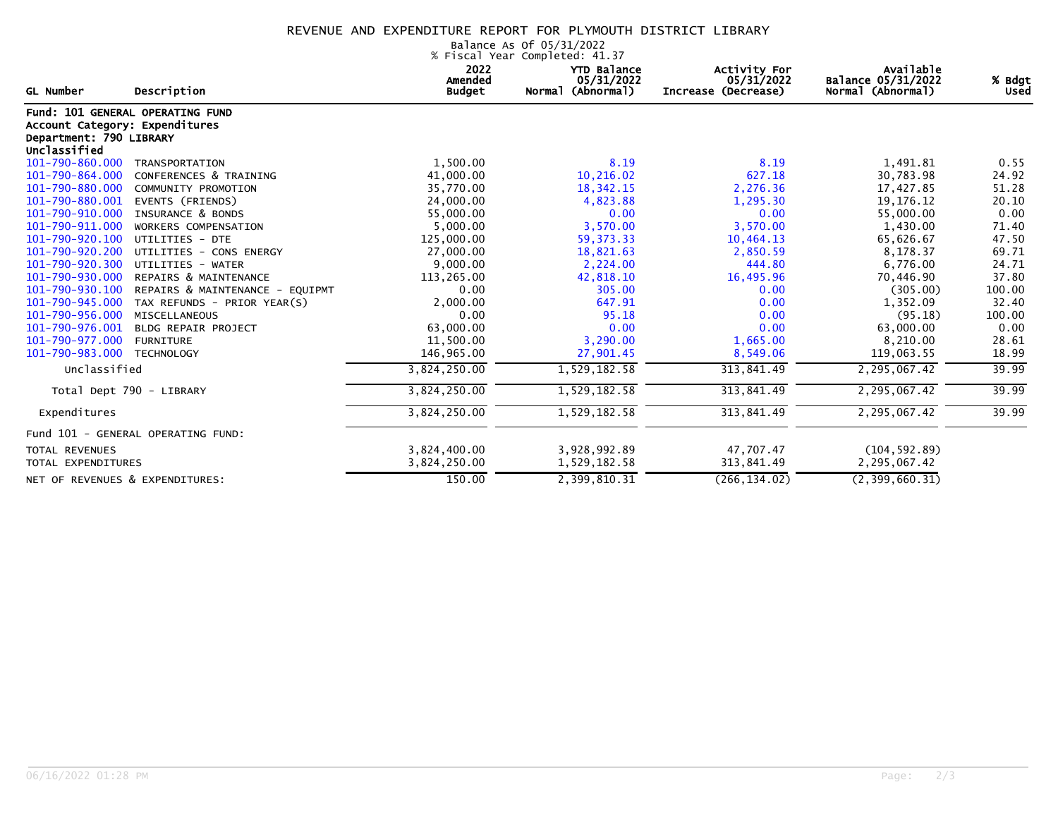# REVENUE AND EXPENDITURE REPORT FOR PLYMOUTH DISTRICT LIBRARY

Balance As Of 05/31/2022
% Fiscal Year Completed: 41.37

| GL Number | Description | 2022 Amended Budget | YTD Balance 05/31/2022 Normal (Abnormal) | Activity For 05/31/2022 Increase (Decrease) | Available Balance 05/31/2022 Normal (Abnormal) | % Bdgt Used |
|---|---|---|---|---|---|---|
| **Fund: 101 GENERAL OPERATING FUND** | | | | | | |
| **Account Category: Expenditures** | | | | | | |
| **Department: 790 LIBRARY** | | | | | | |
| **Unclassified** | | | | | | |
| 101-790-860.000 | TRANSPORTATION | 1,500.00 | 8.19 | 8.19 | 1,491.81 | 0.55 |
| 101-790-864.000 | CONFERENCES & TRAINING | 41,000.00 | 10,216.02 | 627.18 | 30,783.98 | 24.92 |
| 101-790-880.000 | COMMUNITY PROMOTION | 35,770.00 | 18,342.15 | 2,276.36 | 17,427.85 | 51.28 |
| 101-790-880.001 | EVENTS (FRIENDS) | 24,000.00 | 4,823.88 | 1,295.30 | 19,176.12 | 20.10 |
| 101-790-910.000 | INSURANCE & BONDS | 55,000.00 | 0.00 | 0.00 | 55,000.00 | 0.00 |
| 101-790-911.000 | WORKERS COMPENSATION | 5,000.00 | 3,570.00 | 3,570.00 | 1,430.00 | 71.40 |
| 101-790-920.100 | UTILITIES - DTE | 125,000.00 | 59,373.33 | 10,464.13 | 65,626.67 | 47.50 |
| 101-790-920.200 | UTILITIES - CONS ENERGY | 27,000.00 | 18,821.63 | 2,850.59 | 8,178.37 | 69.71 |
| 101-790-920.300 | UTILITIES - WATER | 9,000.00 | 2,224.00 | 444.80 | 6,776.00 | 24.71 |
| 101-790-930.000 | REPAIRS & MAINTENANCE | 113,265.00 | 42,818.10 | 16,495.96 | 70,446.90 | 37.80 |
| 101-790-930.100 | REPAIRS & MAINTENANCE - EQUIPMT | 0.00 | 305.00 | 0.00 | (305.00) | 100.00 |
| 101-790-945.000 | TAX REFUNDS - PRIOR YEAR(S) | 2,000.00 | 647.91 | 0.00 | 1,352.09 | 32.40 |
| 101-790-956.000 | MISCELLANEOUS | 0.00 | 95.18 | 0.00 | (95.18) | 100.00 |
| 101-790-976.001 | BLDG REPAIR PROJECT | 63,000.00 | 0.00 | 0.00 | 63,000.00 | 0.00 |
| 101-790-977.000 | FURNITURE | 11,500.00 | 3,290.00 | 1,665.00 | 8,210.00 | 28.61 |
| 101-790-983.000 | TECHNOLOGY | 146,965.00 | 27,901.45 | 8,549.06 | 119,063.55 | 18.99 |
| Unclassified | | 3,824,250.00 | 1,529,182.58 | 313,841.49 | 2,295,067.42 | 39.99 |
| Total Dept 790 - LIBRARY | | 3,824,250.00 | 1,529,182.58 | 313,841.49 | 2,295,067.42 | 39.99 |
| Expenditures | | 3,824,250.00 | 1,529,182.58 | 313,841.49 | 2,295,067.42 | 39.99 |
| Fund 101 - GENERAL OPERATING FUND: | | | | | | |
| TOTAL REVENUES | | 3,824,400.00 | 3,928,992.89 | 47,707.47 | (104,592.89) | |
| TOTAL EXPENDITURES | | 3,824,250.00 | 1,529,182.58 | 313,841.49 | 2,295,067.42 | |
| NET OF REVENUES & EXPENDITURES: | | 150.00 | 2,399,810.31 | (266,134.02) | (2,399,660.31) | |